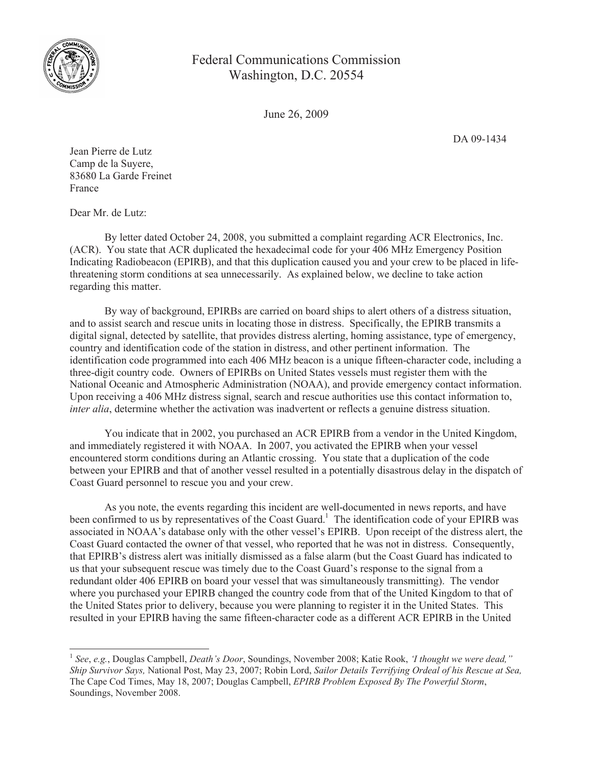Federal Communications Commission
Washington, D.C. 20554

June 26, 2009

DA 09-1434

Jean Pierre de Lutz
Camp de la Suyere,
83680 La Garde Freinet
France

Dear Mr. de Lutz:

By letter dated October 24, 2008, you submitted a complaint regarding ACR Electronics, Inc. (ACR). You state that ACR duplicated the hexadecimal code for your 406 MHz Emergency Position Indicating Radiobeacon (EPIRB), and that this duplication caused you and your crew to be placed in life-threatening storm conditions at sea unnecessarily. As explained below, we decline to take action regarding this matter.

By way of background, EPIRBs are carried on board ships to alert others of a distress situation, and to assist search and rescue units in locating those in distress. Specifically, the EPIRB transmits a digital signal, detected by satellite, that provides distress alerting, homing assistance, type of emergency, country and identification code of the station in distress, and other pertinent information. The identification code programmed into each 406 MHz beacon is a unique fifteen-character code, including a three-digit country code. Owners of EPIRBs on United States vessels must register them with the National Oceanic and Atmospheric Administration (NOAA), and provide emergency contact information. Upon receiving a 406 MHz distress signal, search and rescue authorities use this contact information to, *inter alia*, determine whether the activation was inadvertent or reflects a genuine distress situation.

You indicate that in 2002, you purchased an ACR EPIRB from a vendor in the United Kingdom, and immediately registered it with NOAA. In 2007, you activated the EPIRB when your vessel encountered storm conditions during an Atlantic crossing. You state that a duplication of the code between your EPIRB and that of another vessel resulted in a potentially disastrous delay in the dispatch of Coast Guard personnel to rescue you and your crew.

As you note, the events regarding this incident are well-documented in news reports, and have been confirmed to us by representatives of the Coast Guard.[1] The identification code of your EPIRB was associated in NOAA's database only with the other vessel's EPIRB. Upon receipt of the distress alert, the Coast Guard contacted the owner of that vessel, who reported that he was not in distress. Consequently, that EPIRB's distress alert was initially dismissed as a false alarm (but the Coast Guard has indicated to us that your subsequent rescue was timely due to the Coast Guard's response to the signal from a redundant older 406 EPIRB on board your vessel that was simultaneously transmitting). The vendor where you purchased your EPIRB changed the country code from that of the United Kingdom to that of the United States prior to delivery, because you were planning to register it in the United States. This resulted in your EPIRB having the same fifteen-character code as a different ACR EPIRB in the United

---

[1] *See*, *e.g.*, Douglas Campbell, *Death's Door*, Soundings, November 2008; Katie Rook, *'I thought we were dead," Ship Survivor Says,* National Post, May 23, 2007; Robin Lord, *Sailor Details Terrifying Ordeal of his Rescue at Sea,* The Cape Cod Times, May 18, 2007; Douglas Campbell, *EPIRB Problem Exposed By The Powerful Storm*, Soundings, November 2008.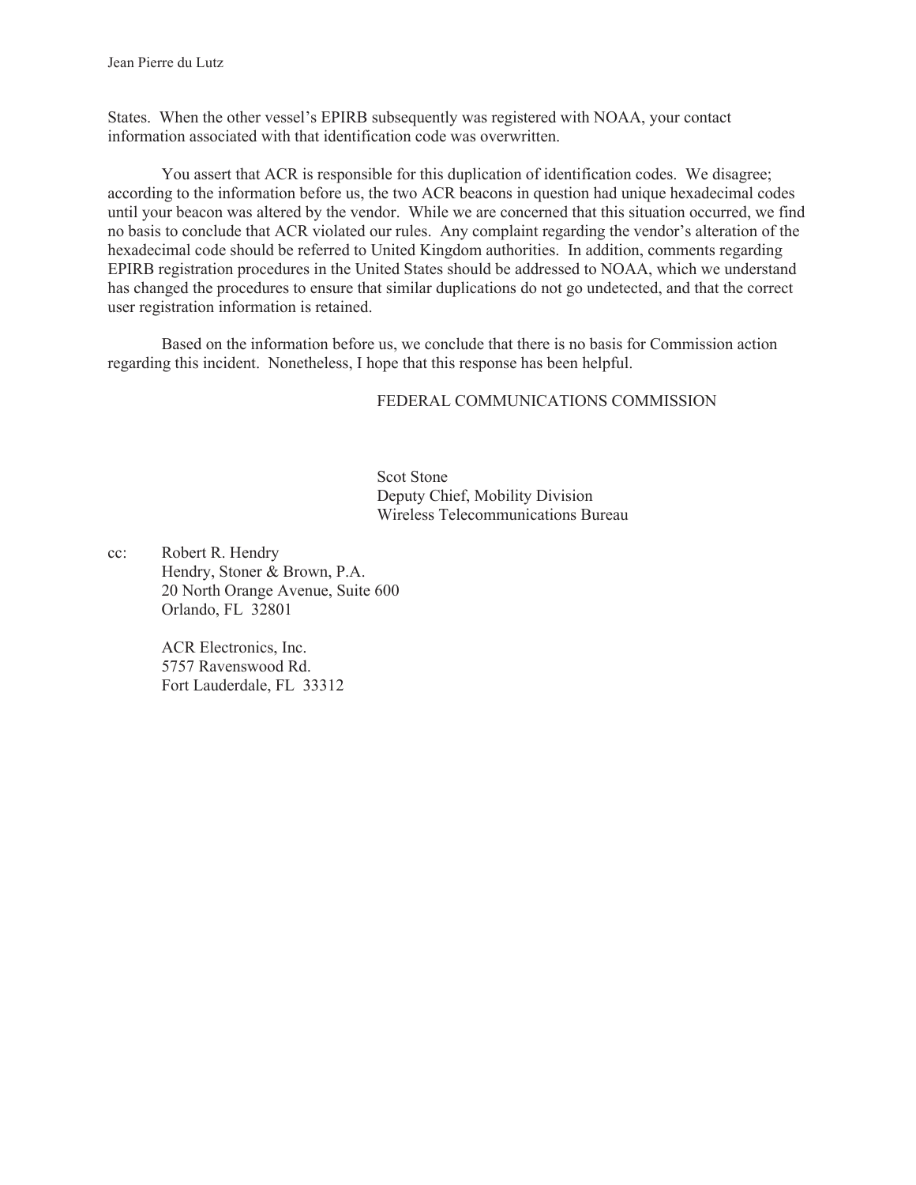States. When the other vessel's EPIRB subsequently was registered with NOAA, your contact information associated with that identification code was overwritten.

You assert that ACR is responsible for this duplication of identification codes. We disagree; according to the information before us, the two ACR beacons in question had unique hexadecimal codes until your beacon was altered by the vendor. While we are concerned that this situation occurred, we find no basis to conclude that ACR violated our rules. Any complaint regarding the vendor's alteration of the hexadecimal code should be referred to United Kingdom authorities. In addition, comments regarding EPIRB registration procedures in the United States should be addressed to NOAA, which we understand has changed the procedures to ensure that similar duplications do not go undetected, and that the correct user registration information is retained.

Based on the information before us, we conclude that there is no basis for Commission action regarding this incident. Nonetheless, I hope that this response has been helpful.

FEDERAL COMMUNICATIONS COMMISSION

Scot Stone
Deputy Chief, Mobility Division
Wireless Telecommunications Bureau

cc: Robert R. Hendry
Hendry, Stoner & Brown, P.A.
20 North Orange Avenue, Suite 600
Orlando, FL 32801

ACR Electronics, Inc.
5757 Ravenswood Rd.
Fort Lauderdale, FL 33312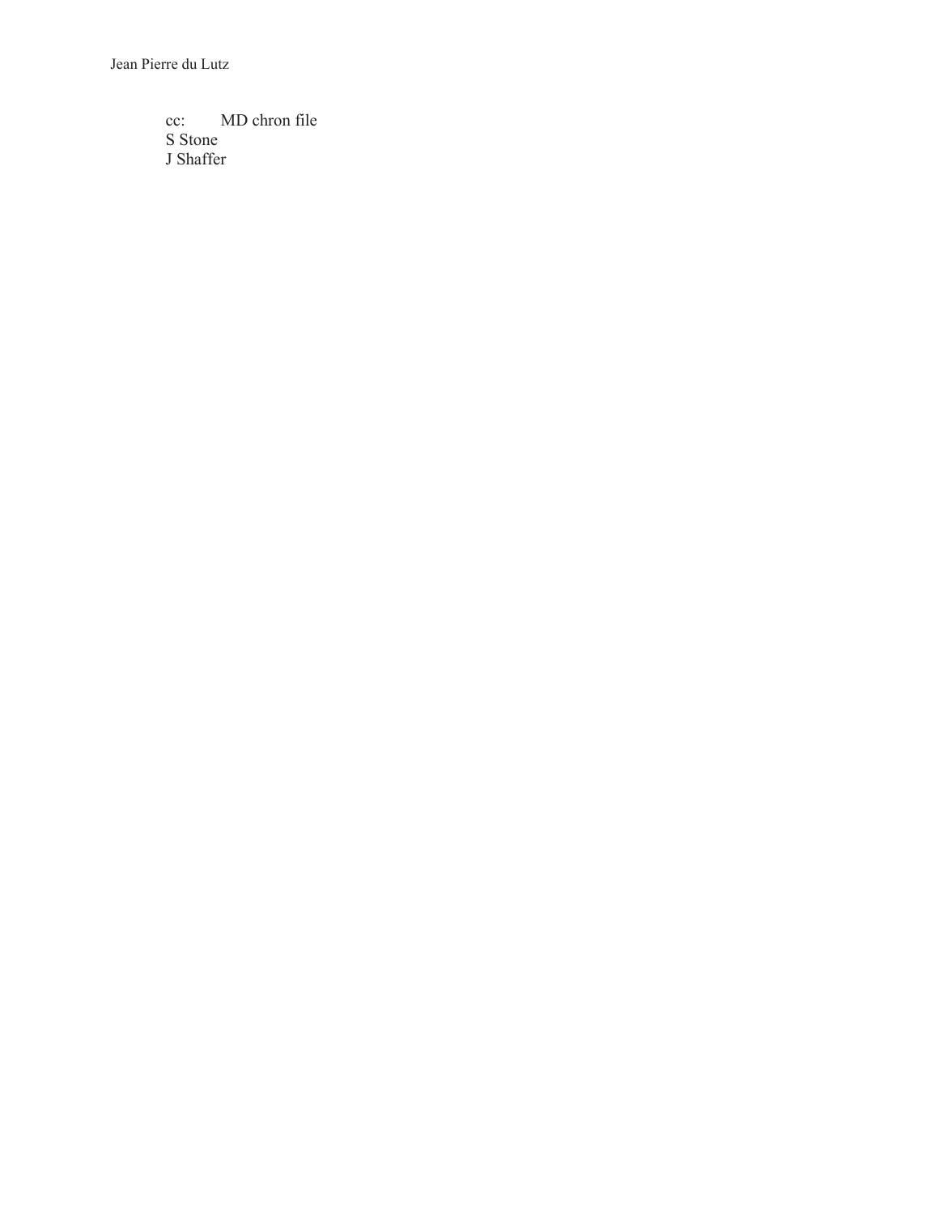Jean Pierre du Lutz

cc: MD chron file
S Stone
J Shaffer